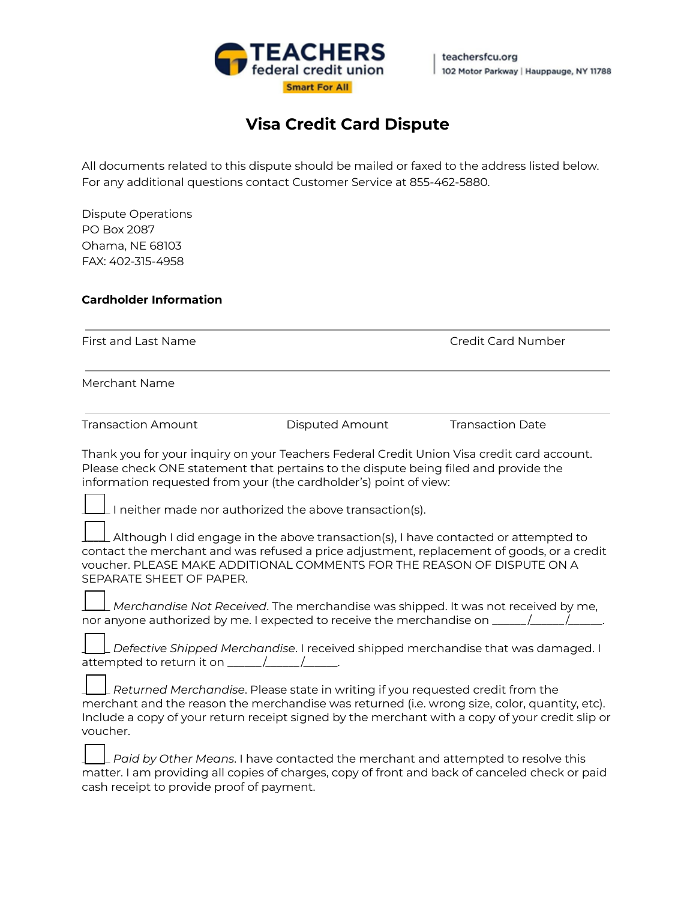TEACHERS federal credit union
Smart For All

teachersfcu.org
102 Motor Parkway | Hauppauge, NY 11788

# Visa Credit Card Dispute

All documents related to this dispute should be mailed or faxed to the address listed below. For any additional questions contact Customer Service at 855-462-5880.

Dispute Operations
PO Box 2087
Ohama, NE 68103
FAX: 402-315-4958

**Cardholder Information**

First and Last Name ______________________ Credit Card Number ______________________

Merchant Name ______________________

Transaction Amount ______________ Disputed Amount ______________ Transaction Date ______________

Thank you for your inquiry on your Teachers Federal Credit Union Visa credit card account. Please check ONE statement that pertains to the dispute being filed and provide the information requested from your (the cardholder's) point of view:

☐ I neither made nor authorized the above transaction(s).

☐ Although I did engage in the above transaction(s), I have contacted or attempted to contact the merchant and was refused a price adjustment, replacement of goods, or a credit voucher. PLEASE MAKE ADDITIONAL COMMENTS FOR THE REASON OF DISPUTE ON A SEPARATE SHEET OF PAPER.

☐ *Merchandise Not Received*. The merchandise was shipped. It was not received by me, nor anyone authorized by me. I expected to receive the merchandise on ______/______/______.

☐ *Defective Shipped Merchandise*. I received shipped merchandise that was damaged. I attempted to return it on ______/______/______.

☐ *Returned Merchandise*. Please state in writing if you requested credit from the merchant and the reason the merchandise was returned (i.e. wrong size, color, quantity, etc). Include a copy of your return receipt signed by the merchant with a copy of your credit slip or voucher.

☐ *Paid by Other Means*. I have contacted the merchant and attempted to resolve this matter. I am providing all copies of charges, copy of front and back of canceled check or paid cash receipt to provide proof of payment.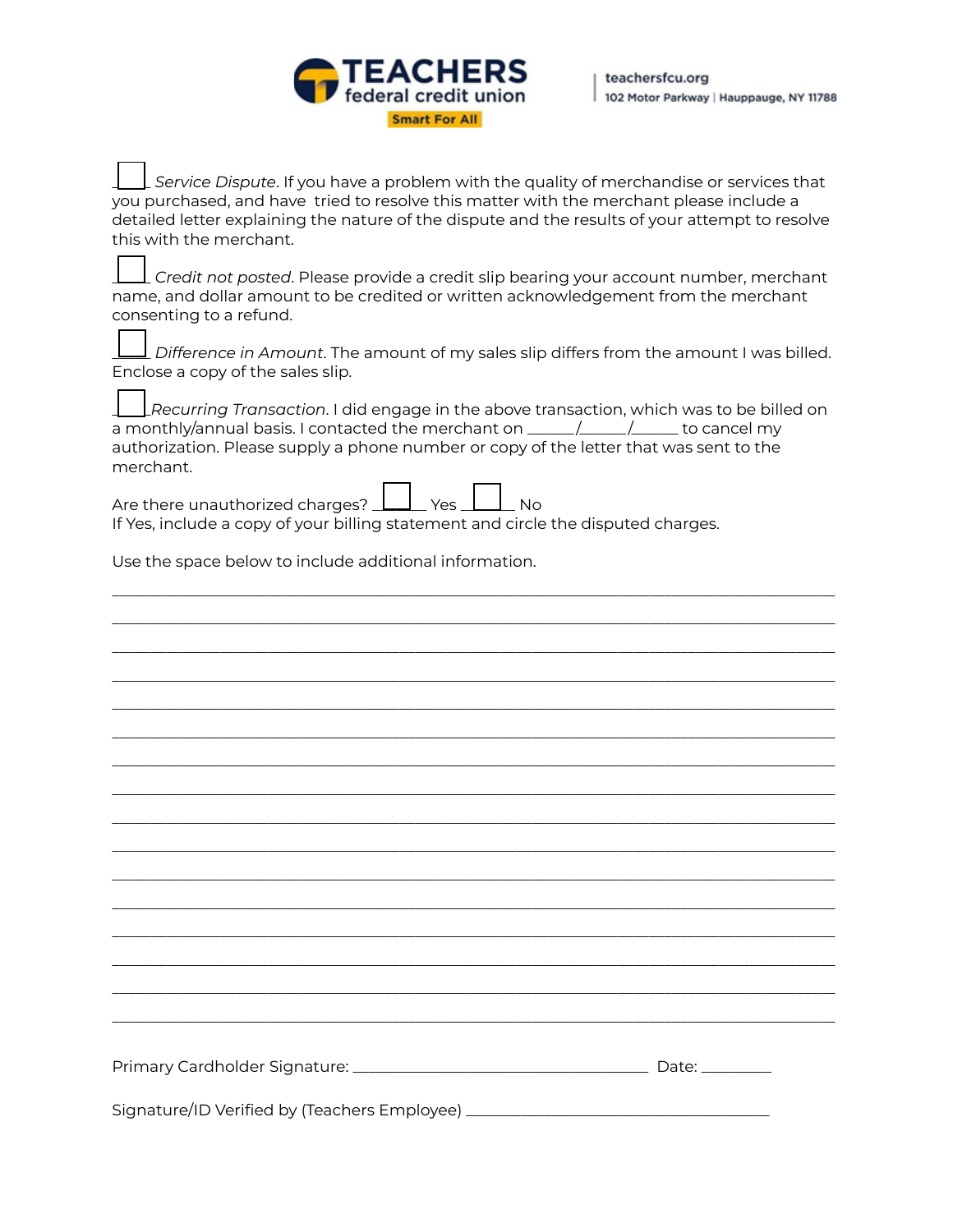Teachers federal credit union — Smart For All

teachersfcu.org | 102 Motor Parkway | Hauppauge, NY 11788

☐ *Service Dispute*. If you have a problem with the quality of merchandise or services that you purchased, and have tried to resolve this matter with the merchant please include a detailed letter explaining the nature of the dispute and the results of your attempt to resolve this with the merchant.

☐ *Credit not posted*. Please provide a credit slip bearing your account number, merchant name, and dollar amount to be credited or written acknowledgement from the merchant consenting to a refund.

☐ *Difference in Amount*. The amount of my sales slip differs from the amount I was billed. Enclose a copy of the sales slip.

☐ *Recurring Transaction*. I did engage in the above transaction, which was to be billed on a monthly/annual basis. I contacted the merchant on ______/______/______ to cancel my authorization. Please supply a phone number or copy of the letter that was sent to the merchant.

Are there unauthorized charges? ☐ Yes ☐ No
If Yes, include a copy of your billing statement and circle the disputed charges.

Use the space below to include additional information.

____________________________________________________________________________

____________________________________________________________________________

____________________________________________________________________________

____________________________________________________________________________

____________________________________________________________________________

____________________________________________________________________________

____________________________________________________________________________

____________________________________________________________________________

____________________________________________________________________________

____________________________________________________________________________

____________________________________________________________________________

____________________________________________________________________________

____________________________________________________________________________

____________________________________________________________________________

____________________________________________________________________________

____________________________________________________________________________

Primary Cardholder Signature: ____________________________________ Date: _________

Signature/ID Verified by (Teachers Employee) ____________________________________